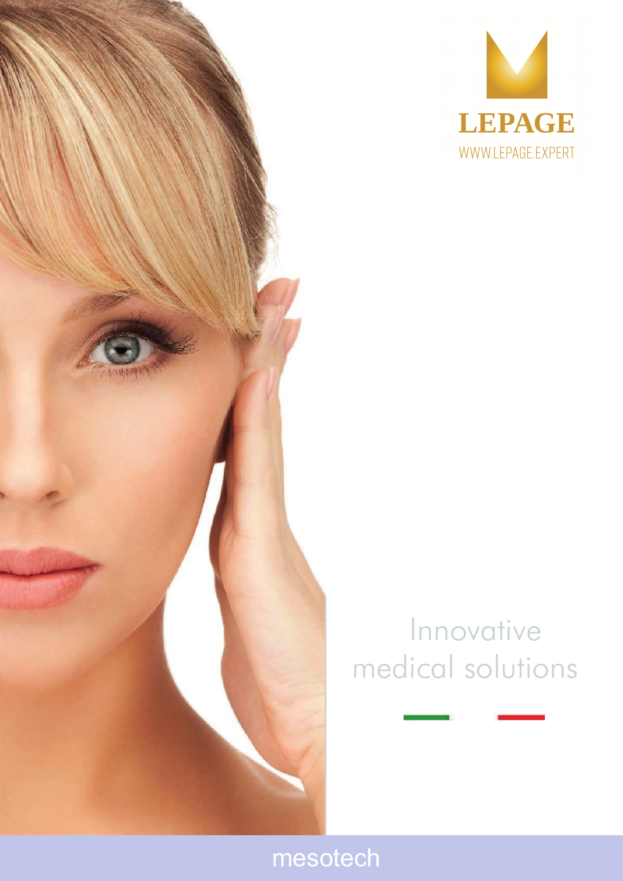# LEPAGE

WWW.LEPAGE.EXPERT

Innovative
medical solutions

mesotech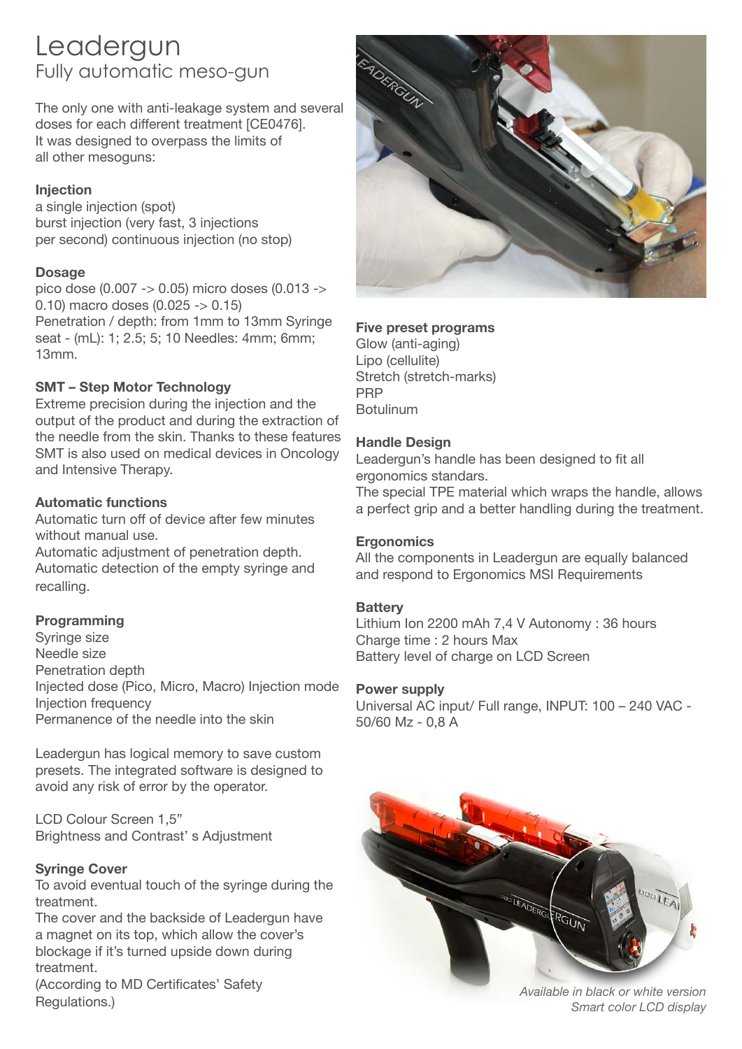# Leadergun

## Fully automatic meso-gun

The only one with anti-leakage system and several doses for each different treatment [CE0476]. It was designed to overpass the limits of all other mesoguns:

**Injection**
a single injection (spot)
burst injection (very fast, 3 injections per second) continuous injection (no stop)

**Dosage**
pico dose (0.007 -> 0.05) micro doses (0.013 -> 0.10) macro doses (0.025 -> 0.15)
Penetration / depth: from 1mm to 13mm Syringe seat - (mL): 1; 2.5; 5; 10 Needles: 4mm; 6mm; 13mm.

**SMT – Step Motor Technology**
Extreme precision during the injection and the output of the product and during the extraction of the needle from the skin. Thanks to these features SMT is also used on medical devices in Oncology and Intensive Therapy.

**Automatic functions**
Automatic turn off of device after few minutes without manual use.
Automatic adjustment of penetration depth.
Automatic detection of the empty syringe and recalling.

**Programming**
Syringe size
Needle size
Penetration depth
Injected dose (Pico, Micro, Macro) Injection mode
Injection frequency
Permanence of the needle into the skin

Leadergun has logical memory to save custom presets. The integrated software is designed to avoid any risk of error by the operator.

LCD Colour Screen 1,5"
Brightness and Contrast' s Adjustment

**Syringe Cover**
To avoid eventual touch of the syringe during the treatment.
The cover and the backside of Leadergun have a magnet on its top, which allow the cover's blockage if it's turned upside down during treatment.
(According to MD Certificates' Safety Regulations.)

**Five preset programs**
Glow (anti-aging)
Lipo (cellulite)
Stretch (stretch-marks)
PRP
Botulinum

**Handle Design**
Leadergun's handle has been designed to fit all ergonomics standars.
The special TPE material which wraps the handle, allows a perfect grip and a better handling during the treatment.

**Ergonomics**
All the components in Leadergun are equally balanced and respond to Ergonomics MSI Requirements

**Battery**
Lithium Ion 2200 mAh 7,4 V Autonomy : 36 hours
Charge time : 2 hours Max
Battery level of charge on LCD Screen

**Power supply**
Universal AC input/ Full range, INPUT: 100 – 240 VAC - 50/60 Mz - 0,8 A

*Available in black or white version*
*Smart color LCD display*